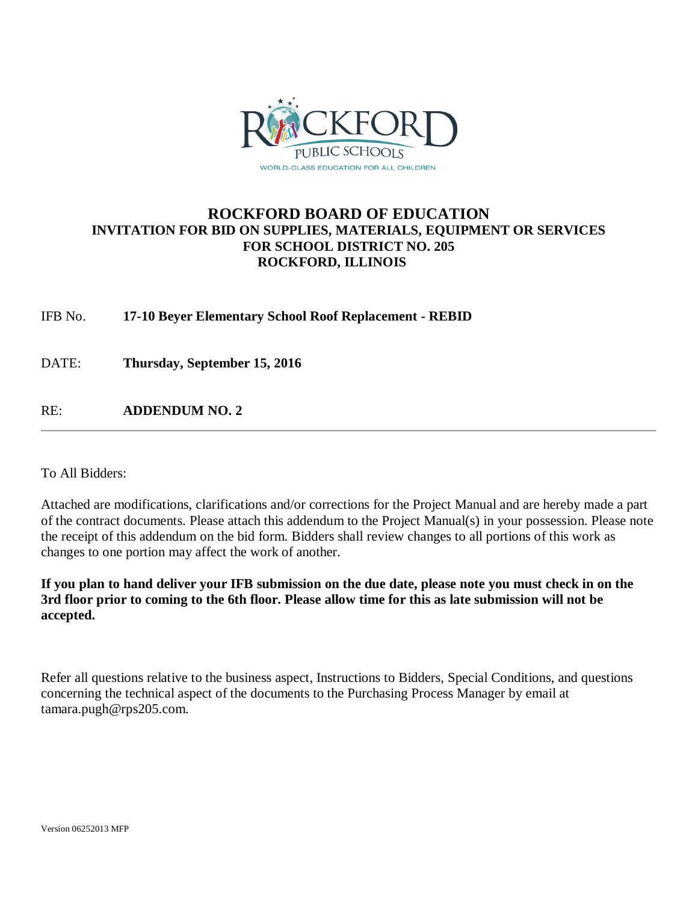# ROCKFORD BOARD OF EDUCATION

## INVITATION FOR BID ON SUPPLIES, MATERIALS, EQUIPMENT OR SERVICES FOR SCHOOL DISTRICT NO. 205 ROCKFORD, ILLINOIS

IFB No. **17-10 Beyer Elementary School Roof Replacement - REBID**

DATE: **Thursday, September 15, 2016**

RE: **ADDENDUM NO. 2**

---

To All Bidders:

Attached are modifications, clarifications and/or corrections for the Project Manual and are hereby made a part of the contract documents. Please attach this addendum to the Project Manual(s) in your possession. Please note the receipt of this addendum on the bid form. Bidders shall review changes to all portions of this work as changes to one portion may affect the work of another.

**If you plan to hand deliver your IFB submission on the due date, please note you must check in on the 3rd floor prior to coming to the 6th floor. Please allow time for this as late submission will not be accepted.**

Refer all questions relative to the business aspect, Instructions to Bidders, Special Conditions, and questions concerning the technical aspect of the documents to the Purchasing Process Manager by email at tamara.pugh@rps205.com.

Version 06252013 MFP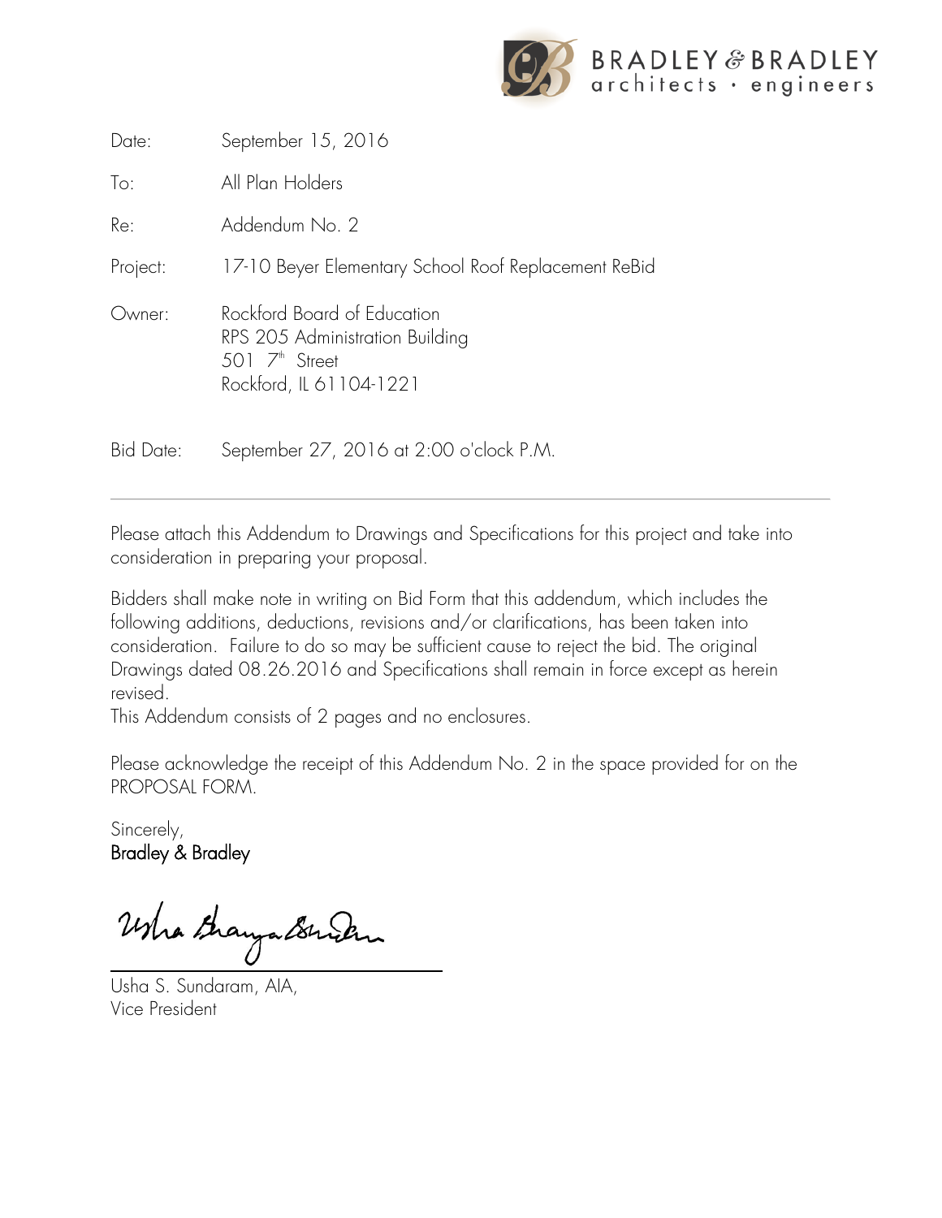BRADLEY & BRADLEY
architects · engineers

| | |
|---|---|
| Date: | September 15, 2016 |
| To: | All Plan Holders |
| Re: | Addendum No. 2 |
| Project: | 17-10 Beyer Elementary School Roof Replacement ReBid |
| Owner: | Rockford Board of Education<br>RPS 205 Administration Building<br>501 7th Street<br>Rockford, IL 61104-1221 |
| Bid Date: | September 27, 2016 at 2:00 o'clock P.M. |

---

Please attach this Addendum to Drawings and Specifications for this project and take into consideration in preparing your proposal.

Bidders shall make note in writing on Bid Form that this addendum, which includes the following additions, deductions, revisions and/or clarifications, has been taken into consideration. Failure to do so may be sufficient cause to reject the bid. The original Drawings dated 08.26.2016 and Specifications shall remain in force except as herein revised.

This Addendum consists of 2 pages and no enclosures.

Please acknowledge the receipt of this Addendum No. 2 in the space provided for on the PROPOSAL FORM.

Sincerely,
**Bradley & Bradley**

Usha S. Sundaram, AIA,
Vice President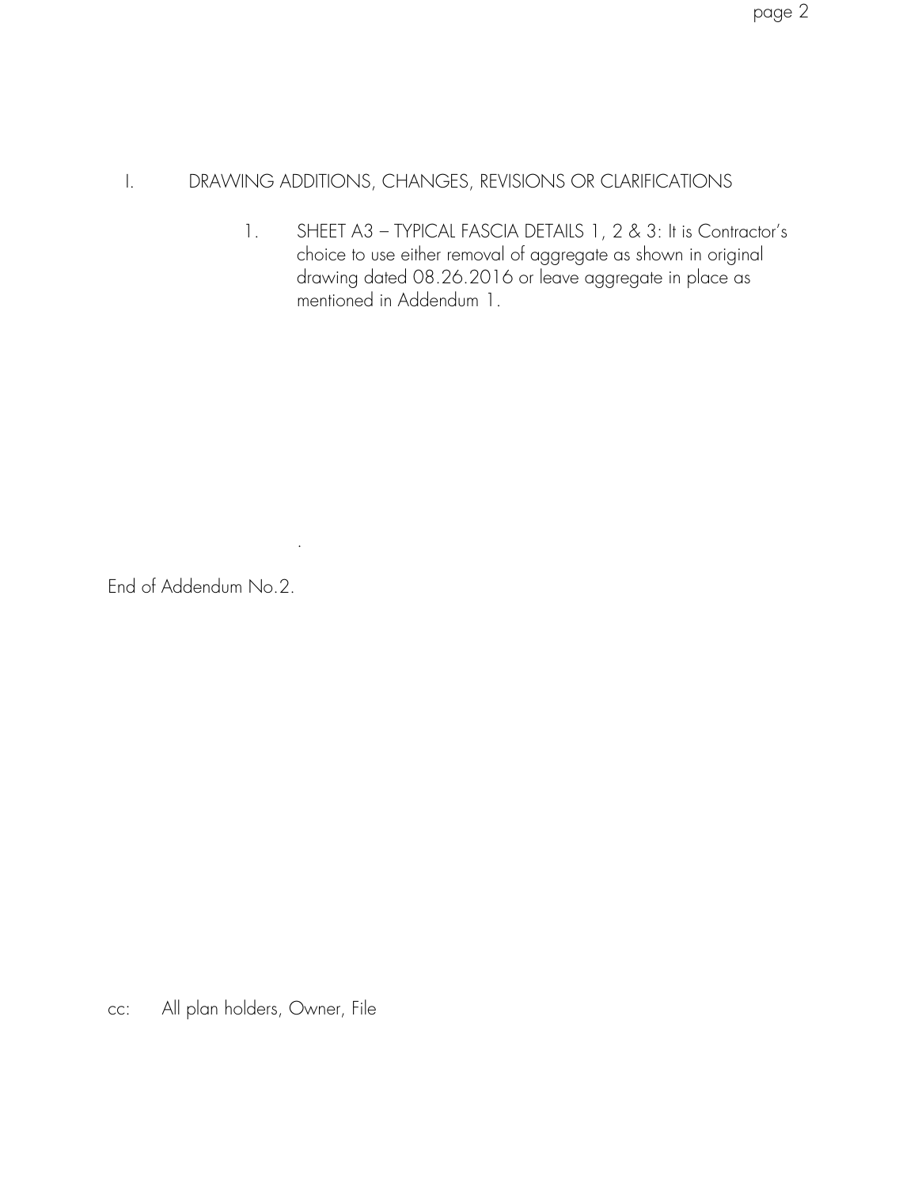## I. DRAWING ADDITIONS, CHANGES, REVISIONS OR CLARIFICATIONS

1. SHEET A3 – TYPICAL FASCIA DETAILS 1, 2 & 3: It is Contractor's choice to use either removal of aggregate as shown in original drawing dated 08.26.2016 or leave aggregate in place as mentioned in Addendum 1.

End of Addendum No.2.

cc: All plan holders, Owner, File